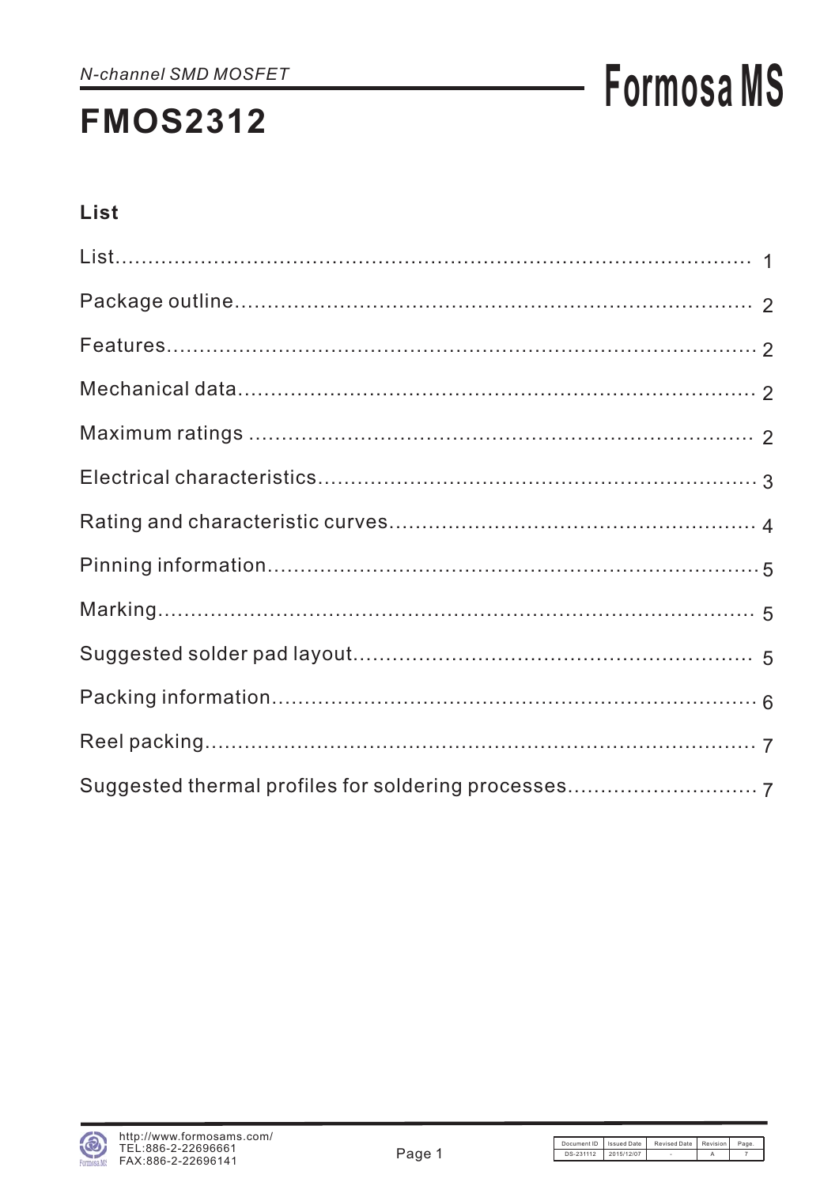N-channel SMD MOSFET

# FMOS2312

## List

| Section | Page |
|---|---|
| List | 1 |
| Package outline | 2 |
| Features | 2 |
| Mechanical data | 2 |
| Maximum ratings | 2 |
| Electrical characteristics | 3 |
| Rating and characteristic curves | 4 |
| Pinning information | 5 |
| Marking | 5 |
| Suggested solder pad layout | 5 |
| Packing information | 6 |
| Reel packing | 7 |
| Suggested thermal profiles for soldering processes | 7 |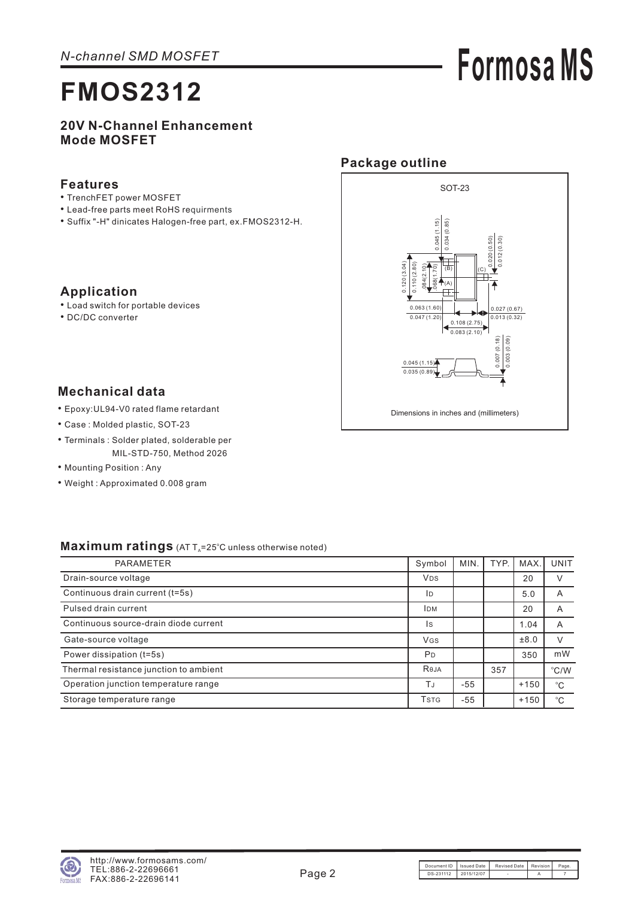*N-channel SMD MOSFET*

# FMOS2312

**20V N-Channel Enhancement Mode MOSFET**

## Features

- TrenchFET power MOSFET
- Lead-free parts meet RoHS requirments
- Suffix "-H" dinicates Halogen-free part, ex.FMOS2312-H.

## Application

- Load switch for portable devices
- DC/DC converter

## Mechanical data

- Epoxy:UL94-V0 rated flame retardant
- Case : Molded plastic, SOT-23
- Terminals : Solder plated, solderable per MIL-STD-750, Method 2026
- Mounting Position : Any
- Weight : Approximated 0.008 gram

## Package outline

SOT-23

Dimensions in inches and (millimeters)

## Maximum ratings (AT $T_A$=25°C unless otherwise noted)

| PARAMETER | Symbol | MIN. | TYP. | MAX. | UNIT |
|---|---|---|---|---|---|
| Drain-source voltage | $V_{DS}$ | | | 20 | V |
| Continuous drain current (t=5s) | $I_D$ | | | 5.0 | A |
| Pulsed drain current | $I_{DM}$ | | | 20 | A |
| Continuous source-drain diode current | $I_S$ | | | 1.04 | A |
| Gate-source voltage | $V_{GS}$ | | | ±8.0 | V |
| Power dissipation (t=5s) | $P_D$ | | | 350 | mW |
| Thermal resistance junction to ambient | $R_{\theta JA}$ | | 357 | | °C/W |
| Operation junction temperature range | $T_J$ | -55 | | +150 | °C |
| Storage temperature range | $T_{STG}$ | -55 | | +150 | °C |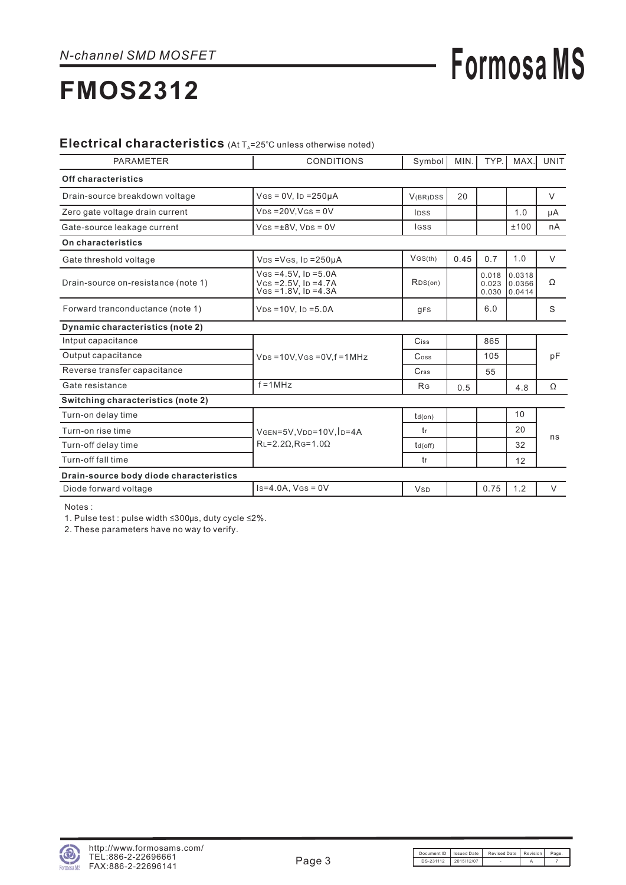*N-channel SMD MOSFET*

**Formosa MS**

# FMOS2312

## Electrical characteristics (At $T_A$=25°C unless otherwise noted)

| PARAMETER | CONDITIONS | Symbol | MIN. | TYP. | MAX. | UNIT |
|---|---|---|---|---|---|---|
| **Off characteristics** | | | | | | |
| Drain-source breakdown voltage | $V_{GS}$ = 0V, $I_D$ =250μA | $V_{(BR)DSS}$ | 20 | | | V |
| Zero gate voltage drain current | $V_{DS}$ =20V, $V_{GS}$ = 0V | $I_{DSS}$ | | | 1.0 | μA |
| Gate-source leakage current | $V_{GS}$ =±8V, $V_{DS}$ = 0V | $I_{GSS}$ | | | ±100 | nA |
| **On characteristics** | | | | | | |
| Gate threshold voltage | $V_{DS}$ =$V_{GS}$, $I_D$ =250μA | $V_{GS(th)}$ | 0.45 | 0.7 | 1.0 | V |
| Drain-source on-resistance (note 1) | $V_{GS}$ =4.5V, $I_D$ =5.0A<br>$V_{GS}$ =2.5V, $I_D$ =4.7A<br>$V_{GS}$ =1.8V, $I_D$ =4.3A | $R_{DS(on)}$ | | 0.018<br>0.023<br>0.030 | 0.0318<br>0.0356<br>0.0414 | Ω |
| Forward tranconductance (note 1) | $V_{DS}$ =10V, $I_D$ =5.0A | $g_{FS}$ | | 6.0 | | S |
| **Dynamic characteristics (note 2)** | | | | | | |
| Intput capacitance | $V_{DS}$ =10V, $V_{GS}$ =0V, f =1MHz | $C_{iss}$ | | 865 | | pF |
| Output capacitance | | $C_{oss}$ | | 105 | | |
| Reverse transfer capacitance | | $C_{rss}$ | | 55 | | |
| Gate resistance | f =1MHz | $R_G$ | 0.5 | | 4.8 | Ω |
| **Switching characteristics (note 2)** | | | | | | |
| Turn-on delay time | $V_{GEN}$=5V, $V_{DD}$=10V, $I_D$=4A<br>$R_L$=2.2Ω, $R_G$=1.0Ω | $t_{d(on)}$ | | | 10 | ns |
| Turn-on rise time | | $t_r$ | | | 20 | |
| Turn-off delay time | | $t_{d(off)}$ | | | 32 | |
| Turn-off fall time | | $t_f$ | | | 12 | |
| **Drain-source body diode characteristics** | | | | | | |
| Diode forward voltage | $I_S$=4.0A, $V_{GS}$ = 0V | $V_{SD}$ | | 0.75 | 1.2 | V |

Notes :

1. Pulse test : pulse width ≤300μs, duty cycle ≤2%.
2. These parameters have no way to verify.

http://www.formosams.com/
TEL:886-2-22696661
FAX:886-2-22696141

| Document ID | Issued Date | Revised Date | Revision | Page. |
|---|---|---|---|---|
| DS-231112 | 2015/12/07 | - | A | 7 |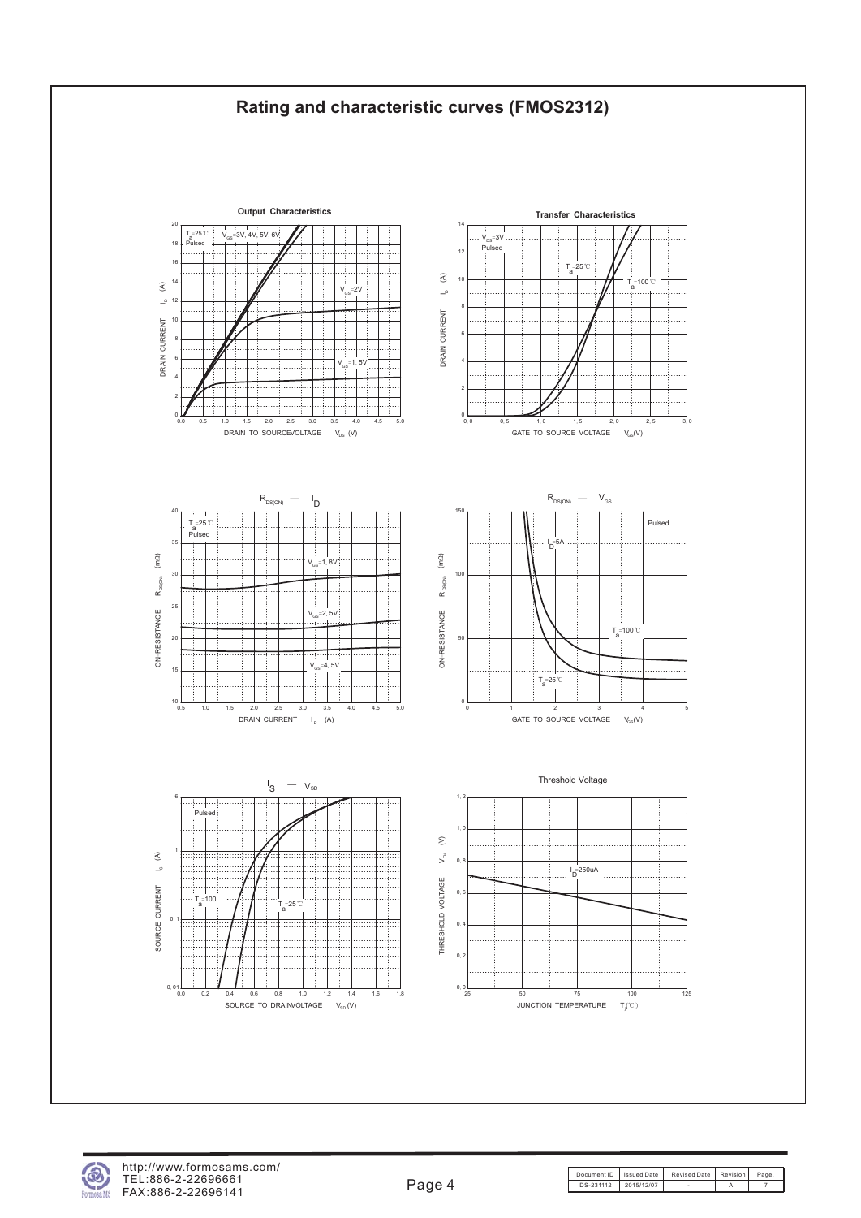# Rating and characteristic curves (FMOS2312)

**Output Characteristics**

$T_a$=25℃, Pulsed; $V_{GS}$=3V, 4V, 5V, 6V; $V_{GS}$=2V; $V_{GS}$=1.5V

DRAIN CURRENT $I_D$ (A) vs. DRAIN TO SOURCE VOLTAGE $V_{DS}$ (V)

**Transfer Characteristics**

$V_{DS}$=3V, Pulsed; $T_a$=25℃; $T_a$=100℃

DRAIN CURRENT $I_D$ (A) vs. GATE TO SOURCE VOLTAGE $V_{GS}$(V)

**$R_{DS(ON)}$ — $I_D$**

$T_a$=25℃, Pulsed; $V_{GS}$=1.8V; $V_{GS}$=2.5V; $V_{GS}$=4.5V

ON-RESISTANCE $R_{DS(ON)}$ (mΩ) vs. DRAIN CURRENT $I_D$ (A)

**$R_{DS(ON)}$ — $V_{GS}$**

Pulsed; $I_D$=5A; $T_a$=100℃; $T_a$=25℃

ON-RESISTANCE $R_{DS(ON)}$ (mΩ) vs. GATE TO SOURCE VOLTAGE $V_{GS}$(V)

**$I_S$ — $V_{SD}$**

Pulsed; $T_a$=100; $T_a$=25℃

SOURCE CURRENT $I_S$ (A) vs. SOURCE TO DRAIN VOLTAGE $V_{SD}$ (V)

**Threshold Voltage**

$I_D$=250uA

THRESHOLD VOLTAGE $V_{TH}$ (V) vs. JUNCTION TEMPERATURE $T_j$(℃)

| Document ID | Issued Date | Revised Date | Revision | Page. |
|---|---|---|---|---|
| DS-231112 | 2015/12/07 | - | A | 7 |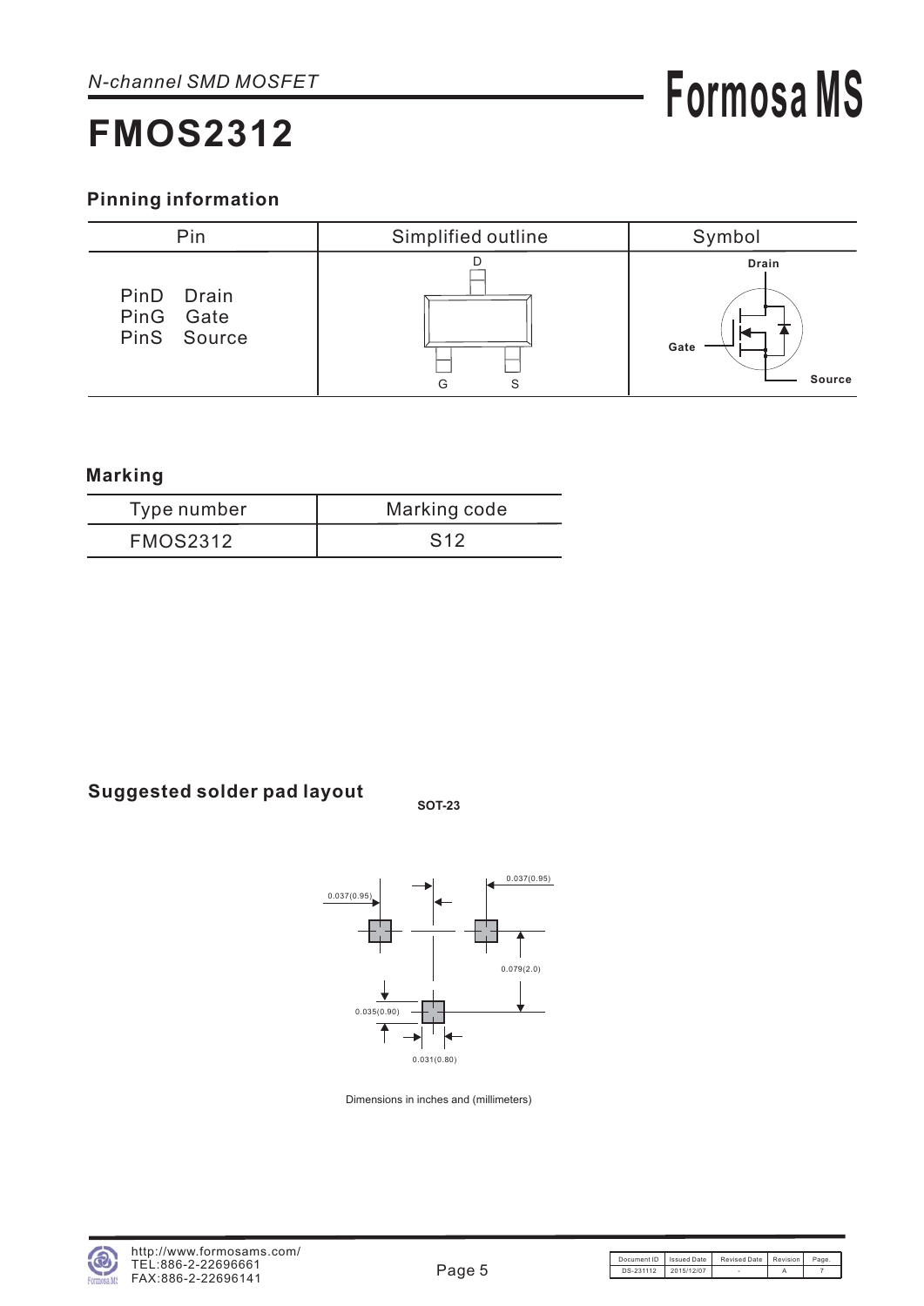## Pinning information

| Pin | Simplified outline | Symbol |
|---|---|---|
| PinD Drain<br>PinG Gate<br>PinS Source | D<br>G S | Drain<br>Gate<br>Source |

## Marking

| Type number | Marking code |
|---|---|
| FMOS2312 | S12 |

## Suggested solder pad layout

**SOT-23**

0.037(0.95) 0.037(0.95)

0.079(2.0)

0.035(0.90)

0.031(0.80)

Dimensions in inches and (millimeters)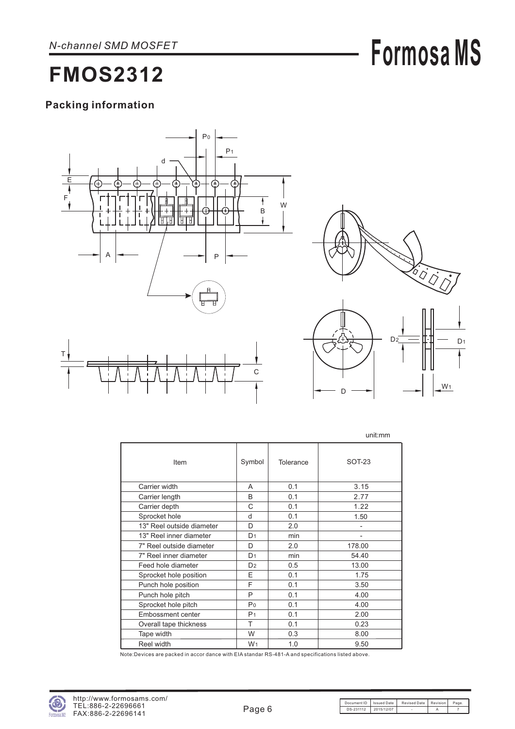# FMOS2312

## Packing information

unit:mm

| Item | Symbol | Tolerance | SOT-23 |
|---|---|---|---|
| Carrier width | A | 0.1 | 3.15 |
| Carrier length | B | 0.1 | 2.77 |
| Carrier depth | C | 0.1 | 1.22 |
| Sprocket hole | d | 0.1 | 1.50 |
| 13" Reel outside diameter | D | 2.0 | - |
| 13" Reel inner diameter | $D_1$ | min | - |
| 7" Reel outside diameter | D | 2.0 | 178.00 |
| 7" Reel inner diameter | $D_1$ | min | 54.40 |
| Feed hole diameter | $D_2$ | 0.5 | 13.00 |
| Sprocket hole position | E | 0.1 | 1.75 |
| Punch hole position | F | 0.1 | 3.50 |
| Punch hole pitch | P | 0.1 | 4.00 |
| Sprocket hole pitch | $P_0$ | 0.1 | 4.00 |
| Embossment center | $P_1$ | 0.1 | 2.00 |
| Overall tape thickness | T | 0.1 | 0.23 |
| Tape width | W | 0.3 | 8.00 |
| Reel width | $W_1$ | 1.0 | 9.50 |

Note:Devices are packed in accor dance with EIA standar RS-481-A and specifications listed above.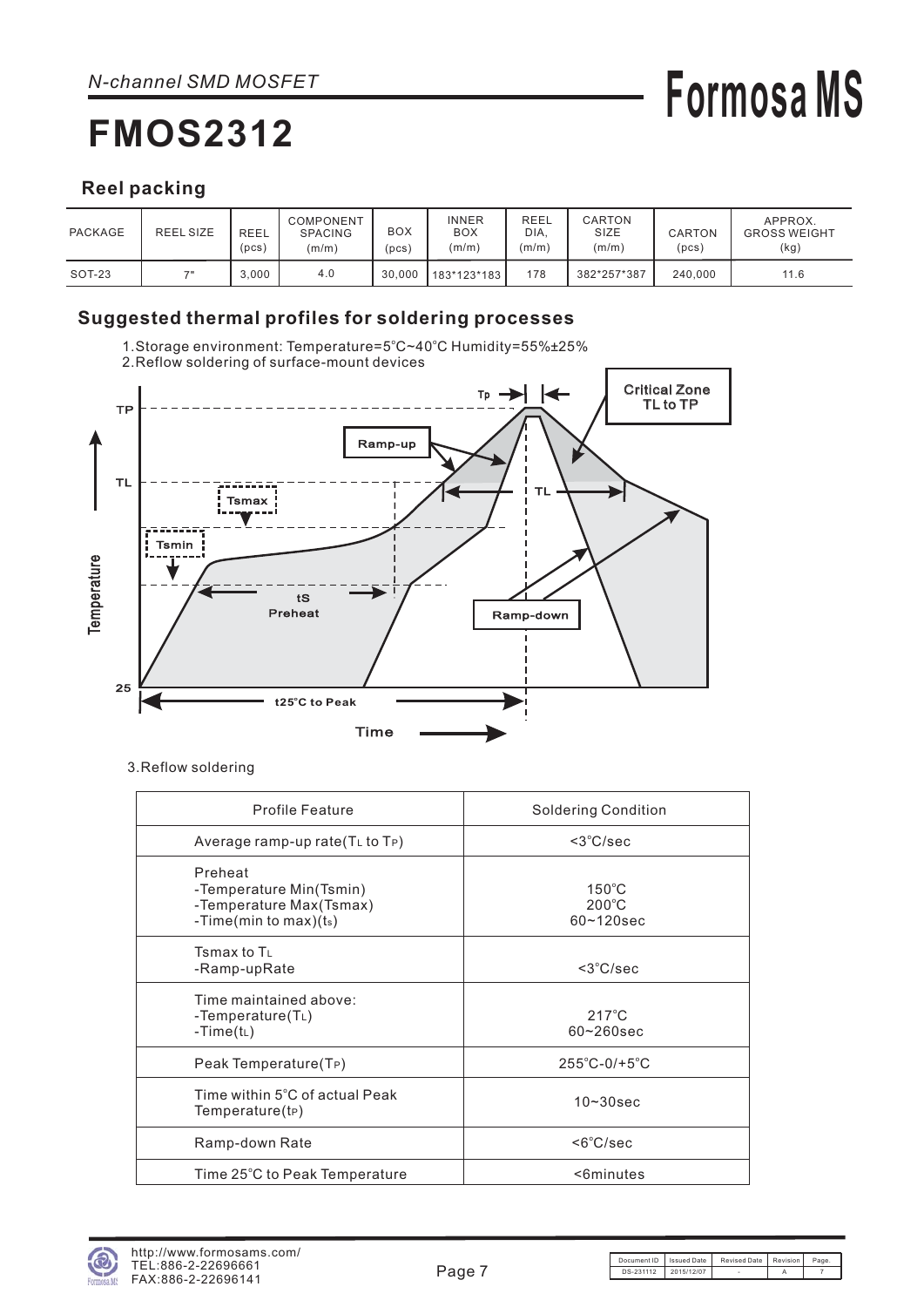*N-channel SMD MOSFET*

# FMOS2312

## Reel packing

| PACKAGE | REEL SIZE | REEL (pcs) | COMPONENT SPACING (m/m) | BOX (pcs) | INNER BOX (m/m) | REEL DIA. (m/m) | CARTON SIZE (m/m) | CARTON (pcs) | APPROX. GROSS WEIGHT (kg) |
|---|---|---|---|---|---|---|---|---|---|
| SOT-23 | 7" | 3,000 | 4.0 | 30,000 | 183*123*183 | 178 | 382*257*387 | 240,000 | 11.6 |

## Suggested thermal profiles for soldering processes

1. Storage environment: Temperature=5°C~40°C Humidity=55%±25%
2. Reflow soldering of surface-mount devices

Tp
Critical Zone TL to TP
TP
Ramp-up
TL
TL
Tsmax
Tsmin
tS
Preheat
Ramp-down
Temperature
25
t25°C to Peak
Time

3. Reflow soldering

| Profile Feature | Soldering Condition |
|---|---|
| Average ramp-up rate($T_L$ to $T_P$) | <3°C/sec |
| Preheat<br>-Temperature Min(Tsmin)<br>-Temperature Max(Tsmax)<br>-Time(min to max)($t_s$) | 150°C<br>200°C<br>60~120sec |
| Tsmax to $T_L$<br>-Ramp-upRate | <3°C/sec |
| Time maintained above:<br>-Temperature($T_L$)<br>-Time($t_L$) | 217°C<br>60~260sec |
| Peak Temperature($T_P$) | 255°C-0/+5°C |
| Time within 5°C of actual Peak Temperature($t_P$) | 10~30sec |
| Ramp-down Rate | <6°C/sec |
| Time 25°C to Peak Temperature | <6minutes |